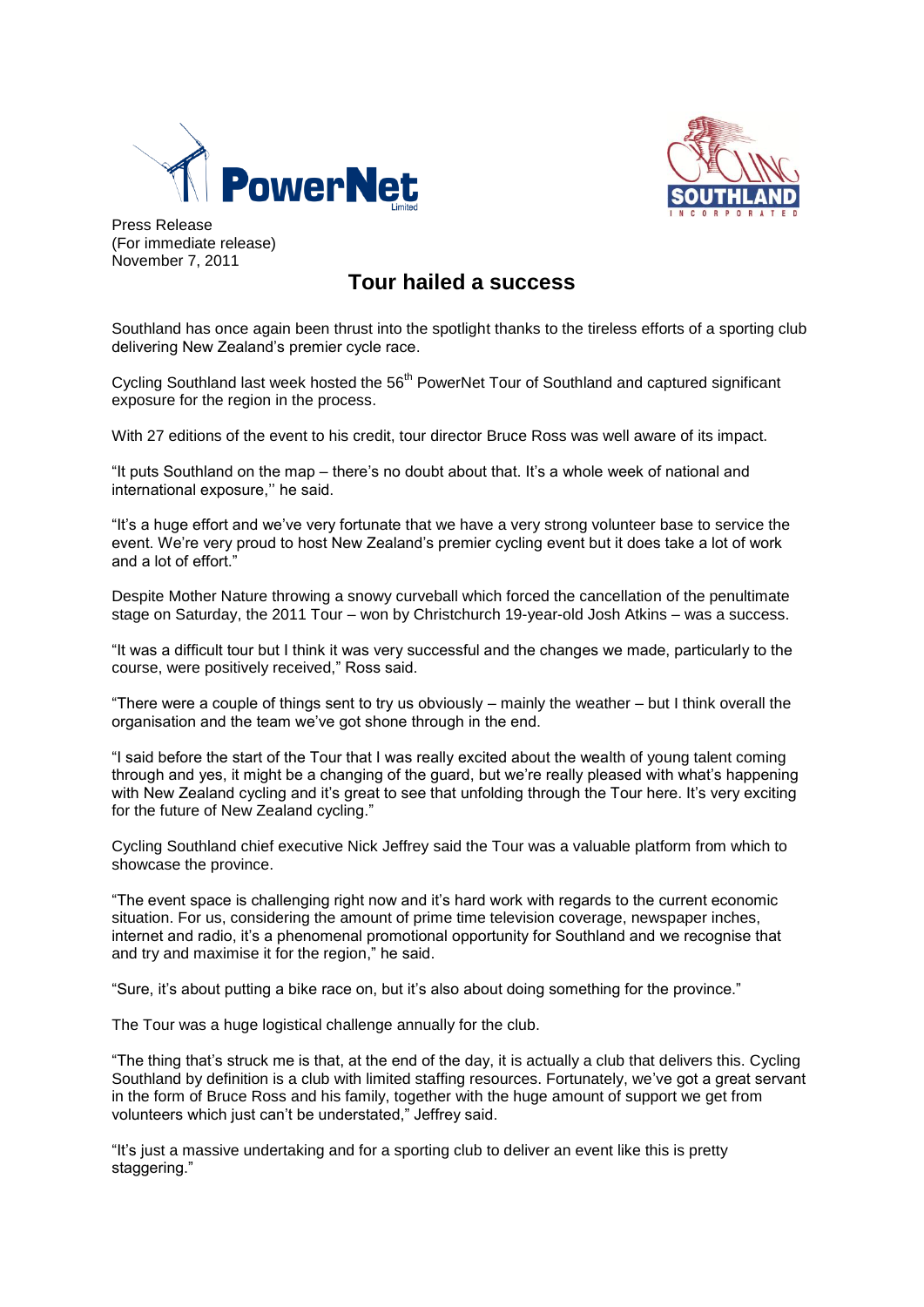Press Release
(For immediate release)
November 7, 2011

# Tour hailed a success

Southland has once again been thrust into the spotlight thanks to the tireless efforts of a sporting club delivering New Zealand's premier cycle race.

Cycling Southland last week hosted the 56th PowerNet Tour of Southland and captured significant exposure for the region in the process.

With 27 editions of the event to his credit, tour director Bruce Ross was well aware of its impact.

"It puts Southland on the map – there's no doubt about that. It's a whole week of national and international exposure,'' he said.

"It's a huge effort and we've very fortunate that we have a very strong volunteer base to service the event. We're very proud to host New Zealand's premier cycling event but it does take a lot of work and a lot of effort."

Despite Mother Nature throwing a snowy curveball which forced the cancellation of the penultimate stage on Saturday, the 2011 Tour – won by Christchurch 19-year-old Josh Atkins – was a success.

"It was a difficult tour but I think it was very successful and the changes we made, particularly to the course, were positively received," Ross said.

"There were a couple of things sent to try us obviously – mainly the weather – but I think overall the organisation and the team we've got shone through in the end.

"I said before the start of the Tour that I was really excited about the wealth of young talent coming through and yes, it might be a changing of the guard, but we're really pleased with what's happening with New Zealand cycling and it's great to see that unfolding through the Tour here. It's very exciting for the future of New Zealand cycling."

Cycling Southland chief executive Nick Jeffrey said the Tour was a valuable platform from which to showcase the province.

"The event space is challenging right now and it's hard work with regards to the current economic situation. For us, considering the amount of prime time television coverage, newspaper inches, internet and radio, it's a phenomenal promotional opportunity for Southland and we recognise that and try and maximise it for the region," he said.

"Sure, it's about putting a bike race on, but it's also about doing something for the province."

The Tour was a huge logistical challenge annually for the club.

"The thing that's struck me is that, at the end of the day, it is actually a club that delivers this. Cycling Southland by definition is a club with limited staffing resources. Fortunately, we've got a great servant in the form of Bruce Ross and his family, together with the huge amount of support we get from volunteers which just can't be understated," Jeffrey said.

"It's just a massive undertaking and for a sporting club to deliver an event like this is pretty staggering."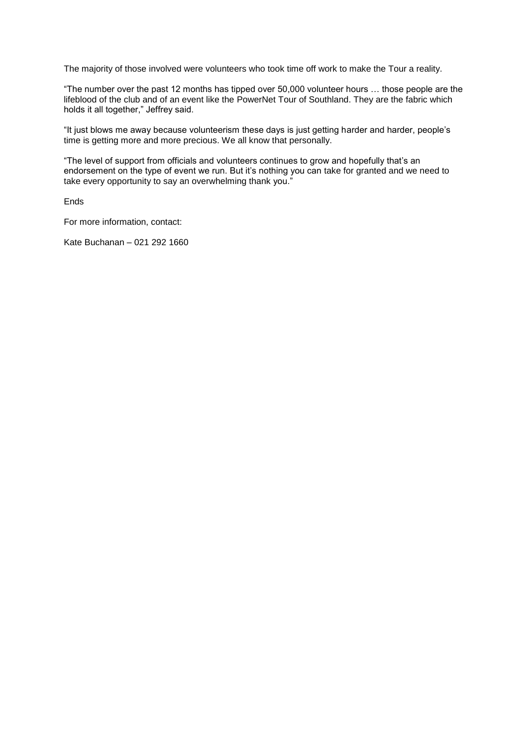The majority of those involved were volunteers who took time off work to make the Tour a reality.

“The number over the past 12 months has tipped over 50,000 volunteer hours … those people are the lifeblood of the club and of an event like the PowerNet Tour of Southland. They are the fabric which holds it all together,” Jeffrey said.

“It just blows me away because volunteerism these days is just getting harder and harder, people’s time is getting more and more precious. We all know that personally.

“The level of support from officials and volunteers continues to grow and hopefully that’s an endorsement on the type of event we run. But it’s nothing you can take for granted and we need to take every opportunity to say an overwhelming thank you.”

Ends

For more information, contact:

Kate Buchanan – 021 292 1660